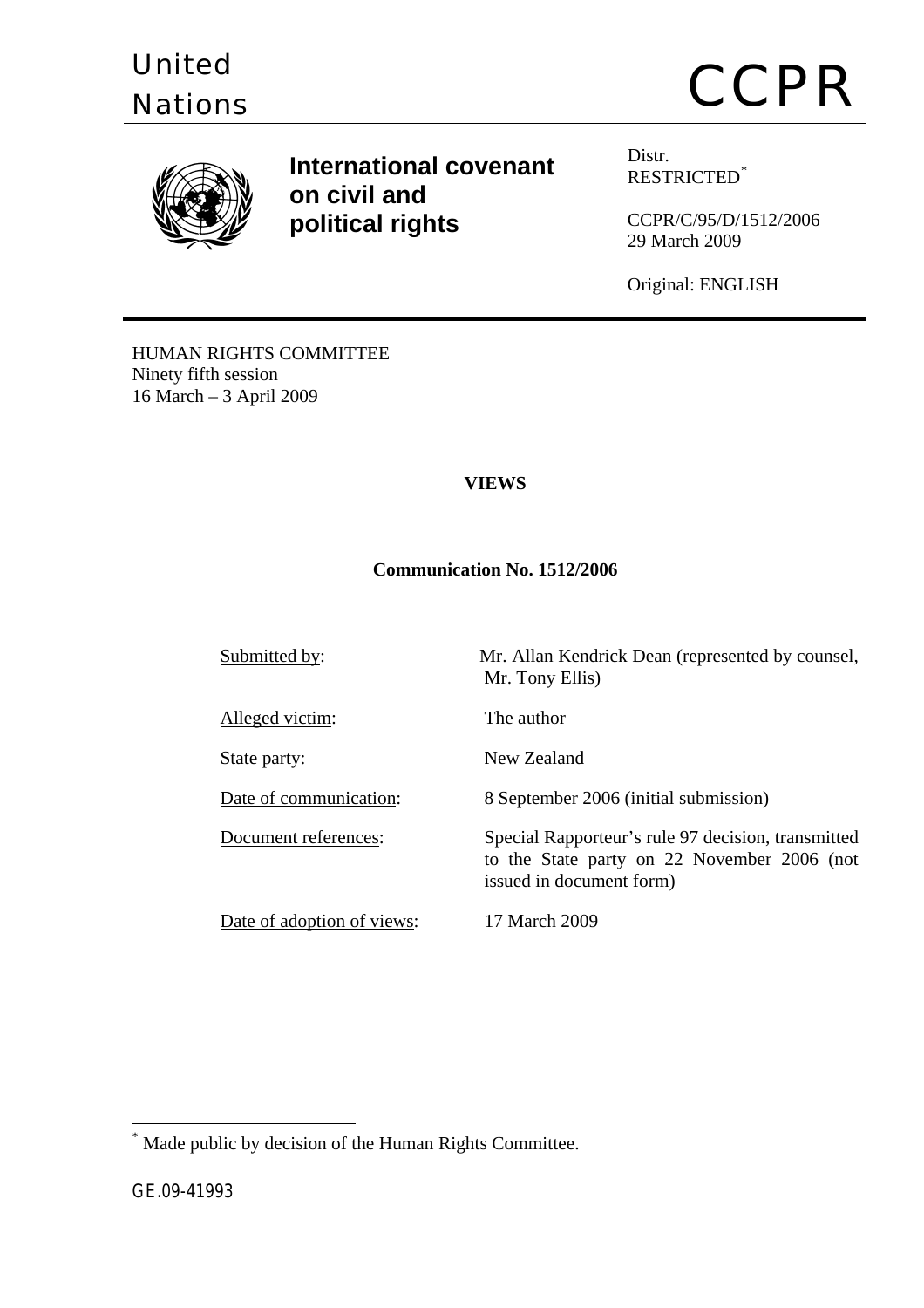United Nations

# CCPR

**International covenant on civil and political rights**

Distr.
RESTRICTED[*]

CCPR/C/95/D/1512/2006
29 March 2009

Original: ENGLISH

HUMAN RIGHTS COMMITTEE
Ninety fifth session
16 March – 3 April 2009

**VIEWS**

**Communication No. 1512/2006**

| | |
|---|---|
| Submitted by: | Mr. Allan Kendrick Dean (represented by counsel, Mr. Tony Ellis) |
| Alleged victim: | The author |
| State party: | New Zealand |
| Date of communication: | 8 September 2006 (initial submission) |
| Document references: | Special Rapporteur's rule 97 decision, transmitted to the State party on 22 November 2006 (not issued in document form) |
| Date of adoption of views: | 17 March 2009 |

[*] Made public by decision of the Human Rights Committee.

GE.09-41993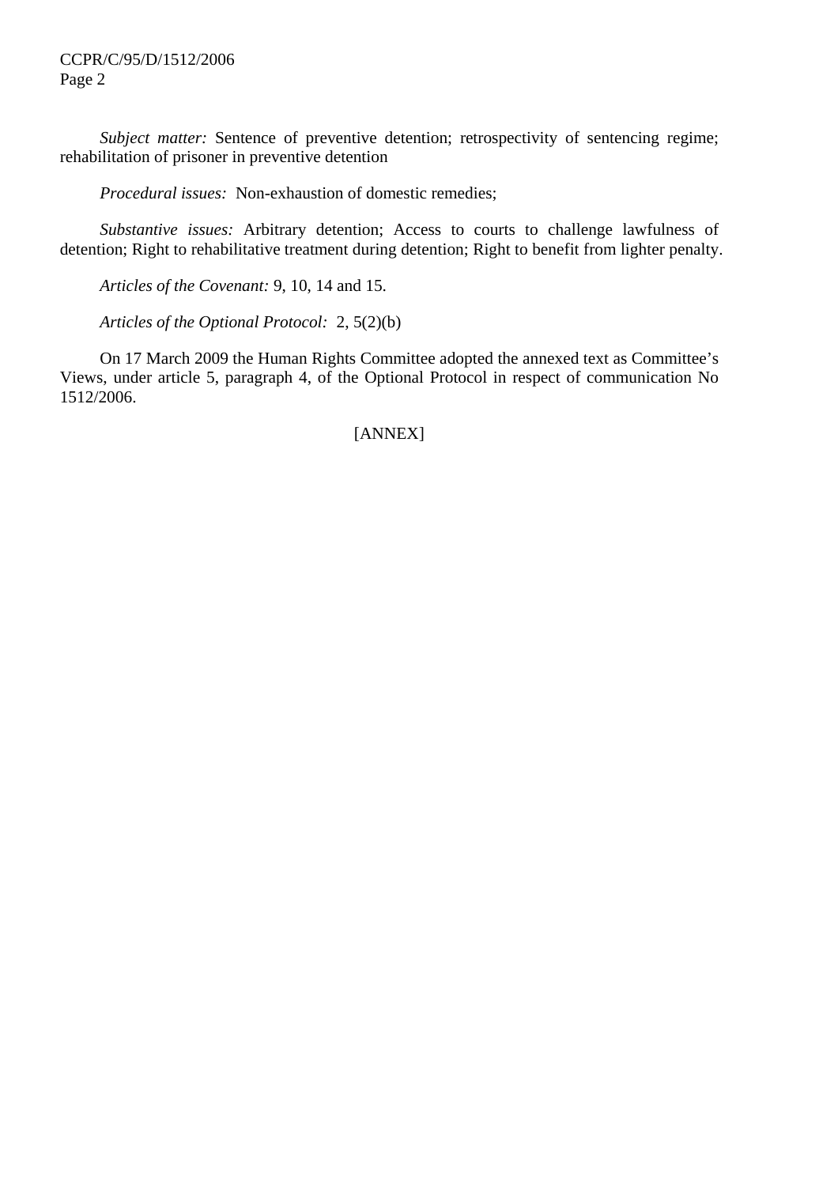*Subject matter:* Sentence of preventive detention; retrospectivity of sentencing regime; rehabilitation of prisoner in preventive detention

*Procedural issues:* Non-exhaustion of domestic remedies;

*Substantive issues:* Arbitrary detention; Access to courts to challenge lawfulness of detention; Right to rehabilitative treatment during detention; Right to benefit from lighter penalty.

*Articles of the Covenant:* 9, 10, 14 and 15.

*Articles of the Optional Protocol:* 2, 5(2)(b)

On 17 March 2009 the Human Rights Committee adopted the annexed text as Committee's Views, under article 5, paragraph 4, of the Optional Protocol in respect of communication No 1512/2006.

[ANNEX]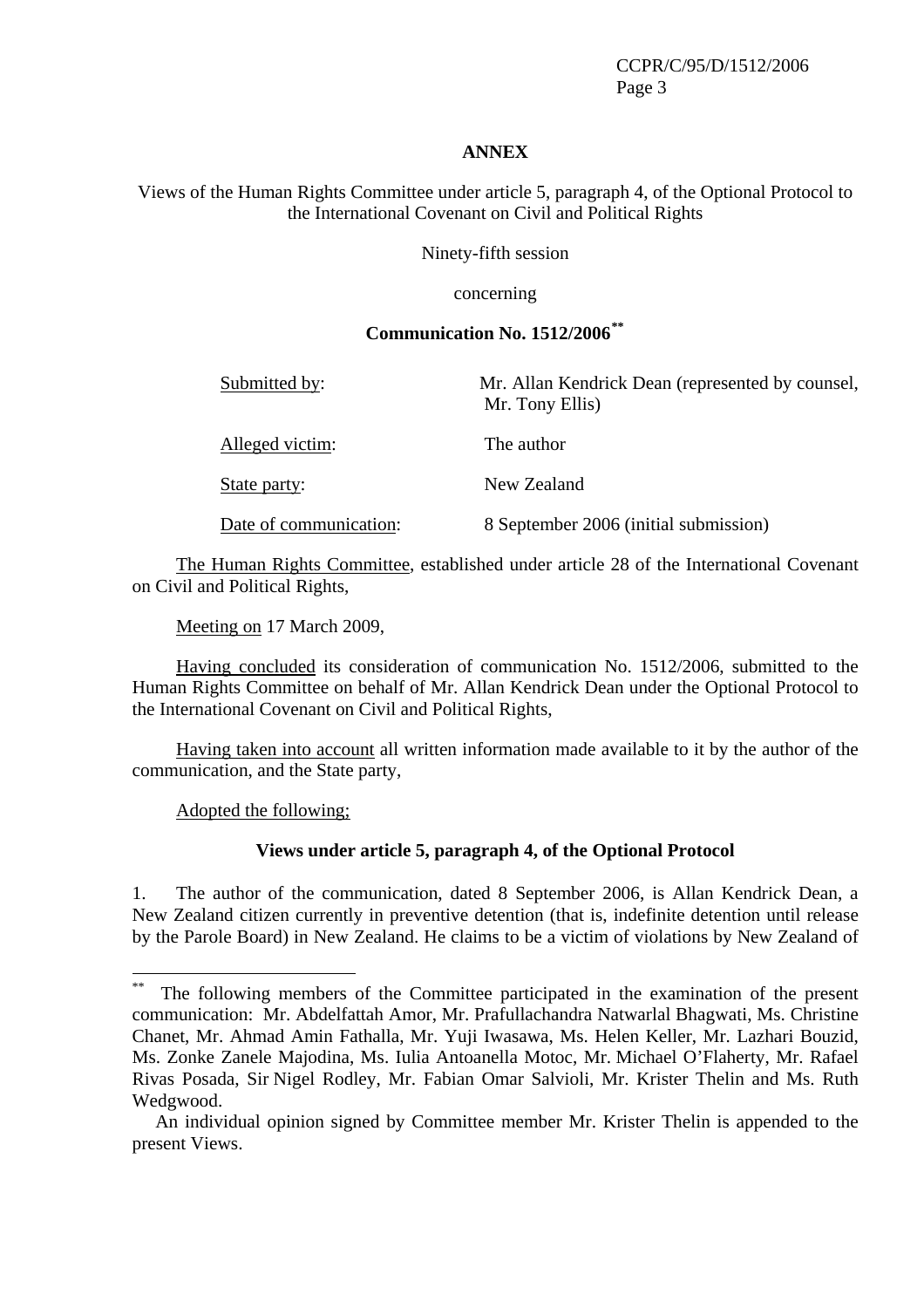**ANNEX**

Views of the Human Rights Committee under article 5, paragraph 4, of the Optional Protocol to the International Covenant on Civil and Political Rights

Ninety-fifth session

concerning

**Communication No. 1512/2006**[**]

| | |
|---|---|
| Submitted by: | Mr. Allan Kendrick Dean (represented by counsel, Mr. Tony Ellis) |
| Alleged victim: | The author |
| State party: | New Zealand |
| Date of communication: | 8 September 2006 (initial submission) |

The Human Rights Committee, established under article 28 of the International Covenant on Civil and Political Rights,

Meeting on 17 March 2009,

Having concluded its consideration of communication No. 1512/2006, submitted to the Human Rights Committee on behalf of Mr. Allan Kendrick Dean under the Optional Protocol to the International Covenant on Civil and Political Rights,

Having taken into account all written information made available to it by the author of the communication, and the State party,

Adopted the following;

**Views under article 5, paragraph 4, of the Optional Protocol**

1. The author of the communication, dated 8 September 2006, is Allan Kendrick Dean, a New Zealand citizen currently in preventive detention (that is, indefinite detention until release by the Parole Board) in New Zealand. He claims to be a victim of violations by New Zealand of

---

[**] The following members of the Committee participated in the examination of the present communication: Mr. Abdelfattah Amor, Mr. Prafullachandra Natwarlal Bhagwati, Ms. Christine Chanet, Mr. Ahmad Amin Fathalla, Mr. Yuji Iwasawa, Ms. Helen Keller, Mr. Lazhari Bouzid, Ms. Zonke Zanele Majodina, Ms. Iulia Antoanella Motoc, Mr. Michael O'Flaherty, Mr. Rafael Rivas Posada, Sir Nigel Rodley, Mr. Fabian Omar Salvioli, Mr. Krister Thelin and Ms. Ruth Wedgwood.

An individual opinion signed by Committee member Mr. Krister Thelin is appended to the present Views.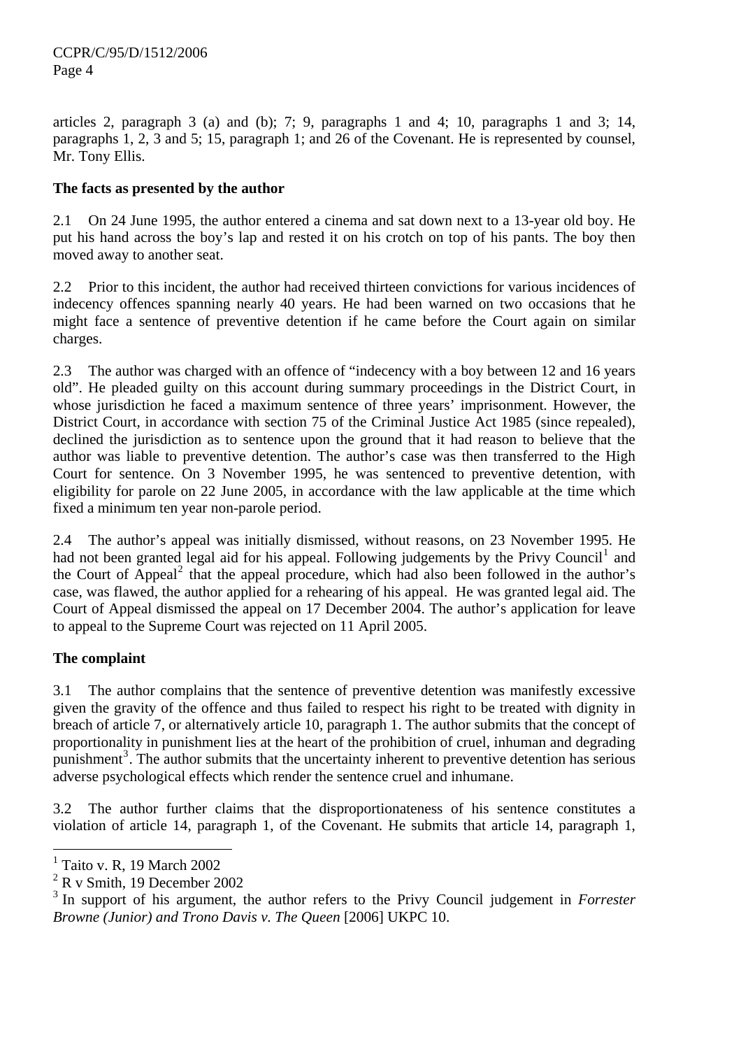articles 2, paragraph 3 (a) and (b); 7; 9, paragraphs 1 and 4; 10, paragraphs 1 and 3; 14, paragraphs 1, 2, 3 and 5; 15, paragraph 1; and 26 of the Covenant. He is represented by counsel, Mr. Tony Ellis.

**The facts as presented by the author**

2.1 On 24 June 1995, the author entered a cinema and sat down next to a 13-year old boy. He put his hand across the boy's lap and rested it on his crotch on top of his pants. The boy then moved away to another seat.

2.2 Prior to this incident, the author had received thirteen convictions for various incidences of indecency offences spanning nearly 40 years. He had been warned on two occasions that he might face a sentence of preventive detention if he came before the Court again on similar charges.

2.3 The author was charged with an offence of "indecency with a boy between 12 and 16 years old". He pleaded guilty on this account during summary proceedings in the District Court, in whose jurisdiction he faced a maximum sentence of three years' imprisonment. However, the District Court, in accordance with section 75 of the Criminal Justice Act 1985 (since repealed), declined the jurisdiction as to sentence upon the ground that it had reason to believe that the author was liable to preventive detention. The author's case was then transferred to the High Court for sentence. On 3 November 1995, he was sentenced to preventive detention, with eligibility for parole on 22 June 2005, in accordance with the law applicable at the time which fixed a minimum ten year non-parole period.

2.4 The author's appeal was initially dismissed, without reasons, on 23 November 1995. He had not been granted legal aid for his appeal. Following judgements by the Privy Council[1] and the Court of Appeal[2] that the appeal procedure, which had also been followed in the author's case, was flawed, the author applied for a rehearing of his appeal. He was granted legal aid. The Court of Appeal dismissed the appeal on 17 December 2004. The author's application for leave to appeal to the Supreme Court was rejected on 11 April 2005.

**The complaint**

3.1 The author complains that the sentence of preventive detention was manifestly excessive given the gravity of the offence and thus failed to respect his right to be treated with dignity in breach of article 7, or alternatively article 10, paragraph 1. The author submits that the concept of proportionality in punishment lies at the heart of the prohibition of cruel, inhuman and degrading punishment[3]. The author submits that the uncertainty inherent to preventive detention has serious adverse psychological effects which render the sentence cruel and inhumane.

3.2 The author further claims that the disproportionateness of his sentence constitutes a violation of article 14, paragraph 1, of the Covenant. He submits that article 14, paragraph 1,

---

[1] Taito v. R, 19 March 2002

[2] R v Smith, 19 December 2002

[3] In support of his argument, the author refers to the Privy Council judgement in *Forrester Browne (Junior) and Trono Davis v. The Queen* [2006] UKPC 10.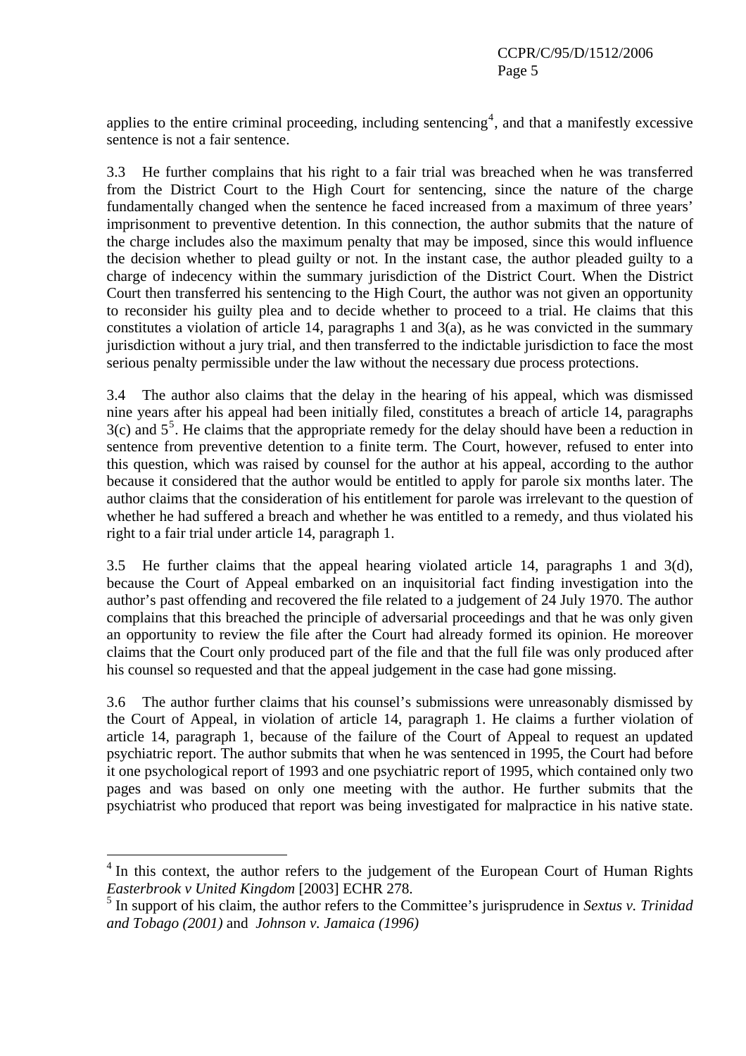applies to the entire criminal proceeding, including sentencing[4], and that a manifestly excessive sentence is not a fair sentence.

3.3 He further complains that his right to a fair trial was breached when he was transferred from the District Court to the High Court for sentencing, since the nature of the charge fundamentally changed when the sentence he faced increased from a maximum of three years' imprisonment to preventive detention. In this connection, the author submits that the nature of the charge includes also the maximum penalty that may be imposed, since this would influence the decision whether to plead guilty or not. In the instant case, the author pleaded guilty to a charge of indecency within the summary jurisdiction of the District Court. When the District Court then transferred his sentencing to the High Court, the author was not given an opportunity to reconsider his guilty plea and to decide whether to proceed to a trial. He claims that this constitutes a violation of article 14, paragraphs 1 and 3(a), as he was convicted in the summary jurisdiction without a jury trial, and then transferred to the indictable jurisdiction to face the most serious penalty permissible under the law without the necessary due process protections.

3.4 The author also claims that the delay in the hearing of his appeal, which was dismissed nine years after his appeal had been initially filed, constitutes a breach of article 14, paragraphs 3(c) and 5[5]. He claims that the appropriate remedy for the delay should have been a reduction in sentence from preventive detention to a finite term. The Court, however, refused to enter into this question, which was raised by counsel for the author at his appeal, according to the author because it considered that the author would be entitled to apply for parole six months later. The author claims that the consideration of his entitlement for parole was irrelevant to the question of whether he had suffered a breach and whether he was entitled to a remedy, and thus violated his right to a fair trial under article 14, paragraph 1.

3.5 He further claims that the appeal hearing violated article 14, paragraphs 1 and 3(d), because the Court of Appeal embarked on an inquisitorial fact finding investigation into the author's past offending and recovered the file related to a judgement of 24 July 1970. The author complains that this breached the principle of adversarial proceedings and that he was only given an opportunity to review the file after the Court had already formed its opinion. He moreover claims that the Court only produced part of the file and that the full file was only produced after his counsel so requested and that the appeal judgement in the case had gone missing.

3.6 The author further claims that his counsel's submissions were unreasonably dismissed by the Court of Appeal, in violation of article 14, paragraph 1. He claims a further violation of article 14, paragraph 1, because of the failure of the Court of Appeal to request an updated psychiatric report. The author submits that when he was sentenced in 1995, the Court had before it one psychological report of 1993 and one psychiatric report of 1995, which contained only two pages and was based on only one meeting with the author. He further submits that the psychiatrist who produced that report was being investigated for malpractice in his native state.

---

[4] In this context, the author refers to the judgement of the European Court of Human Rights *Easterbrook v United Kingdom* [2003] ECHR 278.

[5] In support of his claim, the author refers to the Committee's jurisprudence in *Sextus v. Trinidad and Tobago (2001)* and *Johnson v. Jamaica (1996)*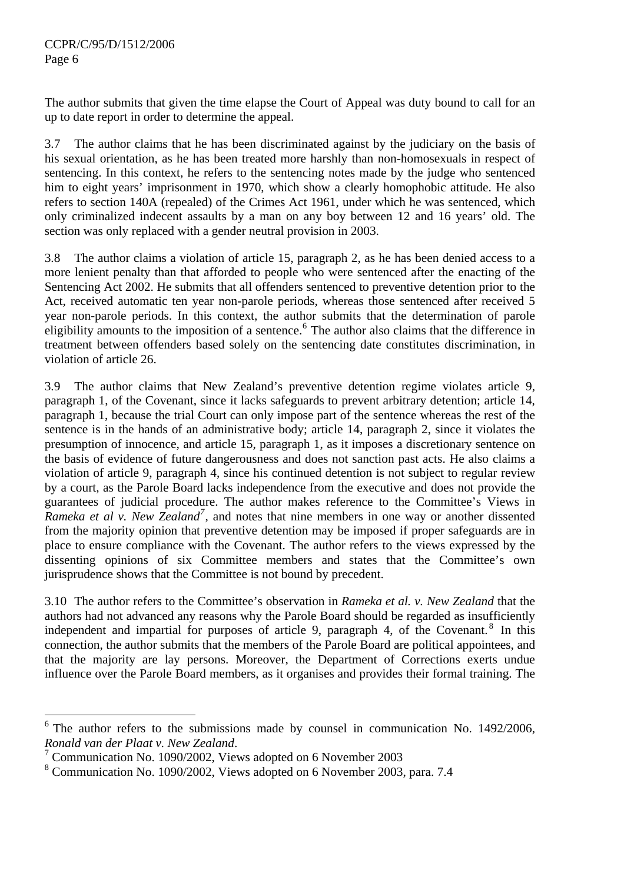The author submits that given the time elapse the Court of Appeal was duty bound to call for an up to date report in order to determine the appeal.

3.7 The author claims that he has been discriminated against by the judiciary on the basis of his sexual orientation, as he has been treated more harshly than non-homosexuals in respect of sentencing. In this context, he refers to the sentencing notes made by the judge who sentenced him to eight years' imprisonment in 1970, which show a clearly homophobic attitude. He also refers to section 140A (repealed) of the Crimes Act 1961, under which he was sentenced, which only criminalized indecent assaults by a man on any boy between 12 and 16 years' old. The section was only replaced with a gender neutral provision in 2003.

3.8 The author claims a violation of article 15, paragraph 2, as he has been denied access to a more lenient penalty than that afforded to people who were sentenced after the enacting of the Sentencing Act 2002. He submits that all offenders sentenced to preventive detention prior to the Act, received automatic ten year non-parole periods, whereas those sentenced after received 5 year non-parole periods. In this context, the author submits that the determination of parole eligibility amounts to the imposition of a sentence.[6] The author also claims that the difference in treatment between offenders based solely on the sentencing date constitutes discrimination, in violation of article 26.

3.9 The author claims that New Zealand's preventive detention regime violates article 9, paragraph 1, of the Covenant, since it lacks safeguards to prevent arbitrary detention; article 14, paragraph 1, because the trial Court can only impose part of the sentence whereas the rest of the sentence is in the hands of an administrative body; article 14, paragraph 2, since it violates the presumption of innocence, and article 15, paragraph 1, as it imposes a discretionary sentence on the basis of evidence of future dangerousness and does not sanction past acts. He also claims a violation of article 9, paragraph 4, since his continued detention is not subject to regular review by a court, as the Parole Board lacks independence from the executive and does not provide the guarantees of judicial procedure. The author makes reference to the Committee's Views in *Rameka et al v. New Zealand*[7], and notes that nine members in one way or another dissented from the majority opinion that preventive detention may be imposed if proper safeguards are in place to ensure compliance with the Covenant. The author refers to the views expressed by the dissenting opinions of six Committee members and states that the Committee's own jurisprudence shows that the Committee is not bound by precedent.

3.10 The author refers to the Committee's observation in *Rameka et al. v. New Zealand* that the authors had not advanced any reasons why the Parole Board should be regarded as insufficiently independent and impartial for purposes of article 9, paragraph 4, of the Covenant.[8] In this connection, the author submits that the members of the Parole Board are political appointees, and that the majority are lay persons. Moreover, the Department of Corrections exerts undue influence over the Parole Board members, as it organises and provides their formal training. The

---

[6] The author refers to the submissions made by counsel in communication No. 1492/2006, *Ronald van der Plaat v. New Zealand*.

[7] Communication No. 1090/2002, Views adopted on 6 November 2003

[8] Communication No. 1090/2002, Views adopted on 6 November 2003, para. 7.4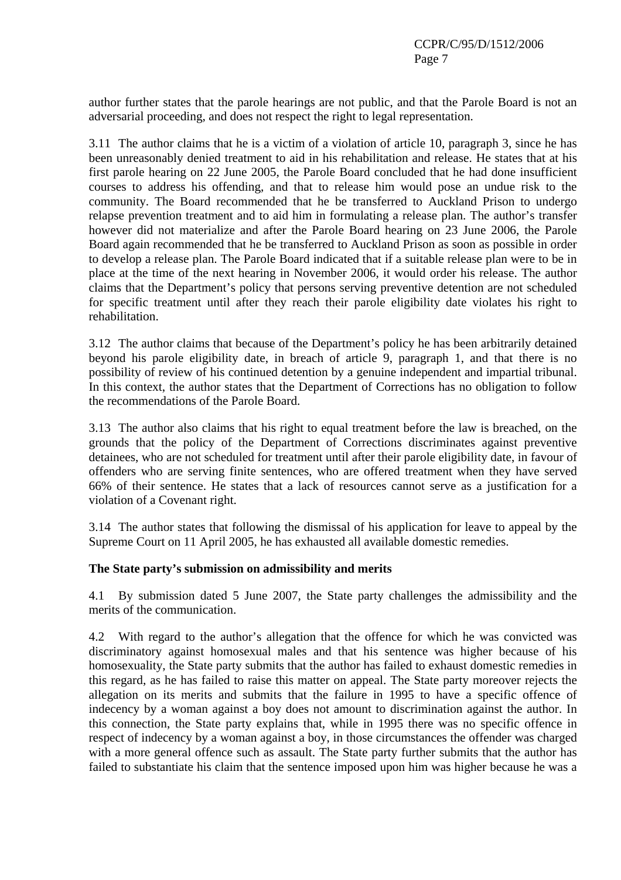author further states that the parole hearings are not public, and that the Parole Board is not an adversarial proceeding, and does not respect the right to legal representation.

3.11 The author claims that he is a victim of a violation of article 10, paragraph 3, since he has been unreasonably denied treatment to aid in his rehabilitation and release. He states that at his first parole hearing on 22 June 2005, the Parole Board concluded that he had done insufficient courses to address his offending, and that to release him would pose an undue risk to the community. The Board recommended that he be transferred to Auckland Prison to undergo relapse prevention treatment and to aid him in formulating a release plan. The author's transfer however did not materialize and after the Parole Board hearing on 23 June 2006, the Parole Board again recommended that he be transferred to Auckland Prison as soon as possible in order to develop a release plan. The Parole Board indicated that if a suitable release plan were to be in place at the time of the next hearing in November 2006, it would order his release. The author claims that the Department's policy that persons serving preventive detention are not scheduled for specific treatment until after they reach their parole eligibility date violates his right to rehabilitation.

3.12 The author claims that because of the Department's policy he has been arbitrarily detained beyond his parole eligibility date, in breach of article 9, paragraph 1, and that there is no possibility of review of his continued detention by a genuine independent and impartial tribunal. In this context, the author states that the Department of Corrections has no obligation to follow the recommendations of the Parole Board.

3.13 The author also claims that his right to equal treatment before the law is breached, on the grounds that the policy of the Department of Corrections discriminates against preventive detainees, who are not scheduled for treatment until after their parole eligibility date, in favour of offenders who are serving finite sentences, who are offered treatment when they have served 66% of their sentence. He states that a lack of resources cannot serve as a justification for a violation of a Covenant right.

3.14 The author states that following the dismissal of his application for leave to appeal by the Supreme Court on 11 April 2005, he has exhausted all available domestic remedies.

**The State party's submission on admissibility and merits**

4.1 By submission dated 5 June 2007, the State party challenges the admissibility and the merits of the communication.

4.2 With regard to the author's allegation that the offence for which he was convicted was discriminatory against homosexual males and that his sentence was higher because of his homosexuality, the State party submits that the author has failed to exhaust domestic remedies in this regard, as he has failed to raise this matter on appeal. The State party moreover rejects the allegation on its merits and submits that the failure in 1995 to have a specific offence of indecency by a woman against a boy does not amount to discrimination against the author. In this connection, the State party explains that, while in 1995 there was no specific offence in respect of indecency by a woman against a boy, in those circumstances the offender was charged with a more general offence such as assault. The State party further submits that the author has failed to substantiate his claim that the sentence imposed upon him was higher because he was a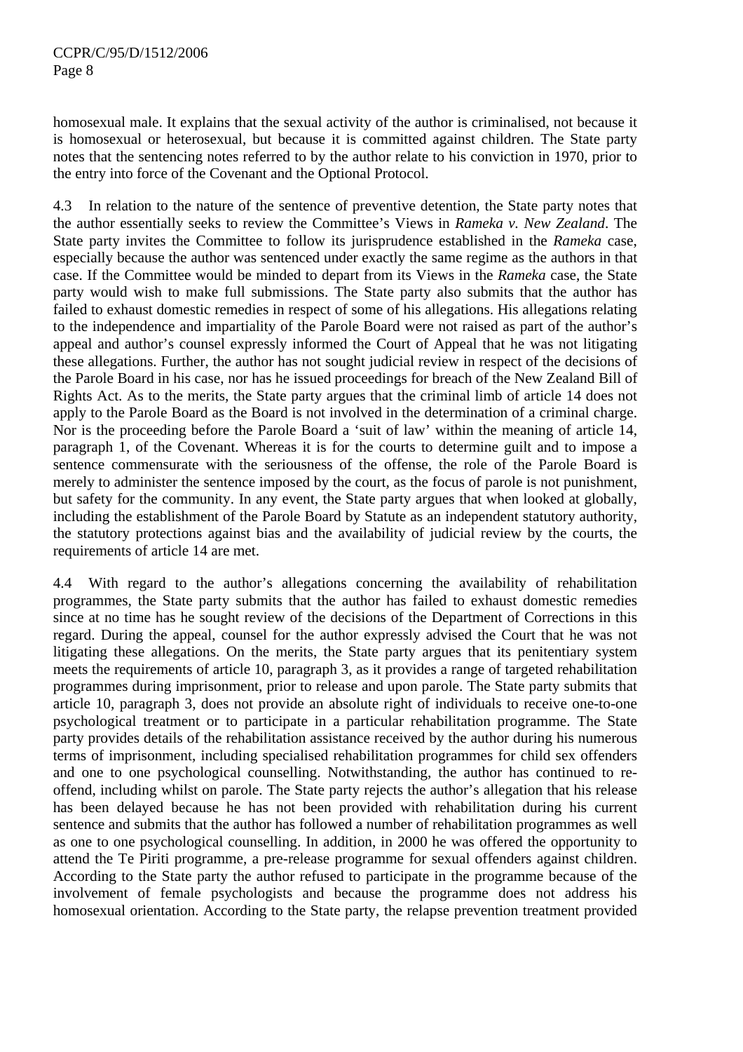homosexual male. It explains that the sexual activity of the author is criminalised, not because it is homosexual or heterosexual, but because it is committed against children. The State party notes that the sentencing notes referred to by the author relate to his conviction in 1970, prior to the entry into force of the Covenant and the Optional Protocol.

4.3 In relation to the nature of the sentence of preventive detention, the State party notes that the author essentially seeks to review the Committee's Views in *Rameka v. New Zealand*. The State party invites the Committee to follow its jurisprudence established in the *Rameka* case, especially because the author was sentenced under exactly the same regime as the authors in that case. If the Committee would be minded to depart from its Views in the *Rameka* case, the State party would wish to make full submissions. The State party also submits that the author has failed to exhaust domestic remedies in respect of some of his allegations. His allegations relating to the independence and impartiality of the Parole Board were not raised as part of the author's appeal and author's counsel expressly informed the Court of Appeal that he was not litigating these allegations. Further, the author has not sought judicial review in respect of the decisions of the Parole Board in his case, nor has he issued proceedings for breach of the New Zealand Bill of Rights Act. As to the merits, the State party argues that the criminal limb of article 14 does not apply to the Parole Board as the Board is not involved in the determination of a criminal charge. Nor is the proceeding before the Parole Board a 'suit of law' within the meaning of article 14, paragraph 1, of the Covenant. Whereas it is for the courts to determine guilt and to impose a sentence commensurate with the seriousness of the offense, the role of the Parole Board is merely to administer the sentence imposed by the court, as the focus of parole is not punishment, but safety for the community. In any event, the State party argues that when looked at globally, including the establishment of the Parole Board by Statute as an independent statutory authority, the statutory protections against bias and the availability of judicial review by the courts, the requirements of article 14 are met.

4.4 With regard to the author's allegations concerning the availability of rehabilitation programmes, the State party submits that the author has failed to exhaust domestic remedies since at no time has he sought review of the decisions of the Department of Corrections in this regard. During the appeal, counsel for the author expressly advised the Court that he was not litigating these allegations. On the merits, the State party argues that its penitentiary system meets the requirements of article 10, paragraph 3, as it provides a range of targeted rehabilitation programmes during imprisonment, prior to release and upon parole. The State party submits that article 10, paragraph 3, does not provide an absolute right of individuals to receive one-to-one psychological treatment or to participate in a particular rehabilitation programme. The State party provides details of the rehabilitation assistance received by the author during his numerous terms of imprisonment, including specialised rehabilitation programmes for child sex offenders and one to one psychological counselling. Notwithstanding, the author has continued to re-offend, including whilst on parole. The State party rejects the author's allegation that his release has been delayed because he has not been provided with rehabilitation during his current sentence and submits that the author has followed a number of rehabilitation programmes as well as one to one psychological counselling. In addition, in 2000 he was offered the opportunity to attend the Te Piriti programme, a pre-release programme for sexual offenders against children. According to the State party the author refused to participate in the programme because of the involvement of female psychologists and because the programme does not address his homosexual orientation. According to the State party, the relapse prevention treatment provided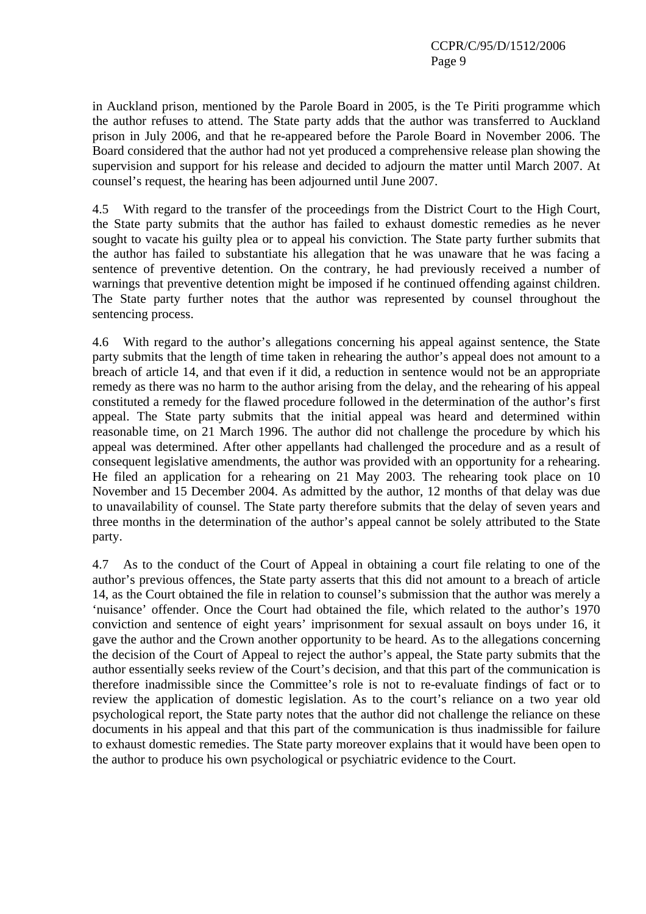in Auckland prison, mentioned by the Parole Board in 2005, is the Te Piriti programme which the author refuses to attend. The State party adds that the author was transferred to Auckland prison in July 2006, and that he re-appeared before the Parole Board in November 2006. The Board considered that the author had not yet produced a comprehensive release plan showing the supervision and support for his release and decided to adjourn the matter until March 2007. At counsel's request, the hearing has been adjourned until June 2007.

4.5 With regard to the transfer of the proceedings from the District Court to the High Court, the State party submits that the author has failed to exhaust domestic remedies as he never sought to vacate his guilty plea or to appeal his conviction. The State party further submits that the author has failed to substantiate his allegation that he was unaware that he was facing a sentence of preventive detention. On the contrary, he had previously received a number of warnings that preventive detention might be imposed if he continued offending against children. The State party further notes that the author was represented by counsel throughout the sentencing process.

4.6 With regard to the author's allegations concerning his appeal against sentence, the State party submits that the length of time taken in rehearing the author's appeal does not amount to a breach of article 14, and that even if it did, a reduction in sentence would not be an appropriate remedy as there was no harm to the author arising from the delay, and the rehearing of his appeal constituted a remedy for the flawed procedure followed in the determination of the author's first appeal. The State party submits that the initial appeal was heard and determined within reasonable time, on 21 March 1996. The author did not challenge the procedure by which his appeal was determined. After other appellants had challenged the procedure and as a result of consequent legislative amendments, the author was provided with an opportunity for a rehearing. He filed an application for a rehearing on 21 May 2003. The rehearing took place on 10 November and 15 December 2004. As admitted by the author, 12 months of that delay was due to unavailability of counsel. The State party therefore submits that the delay of seven years and three months in the determination of the author's appeal cannot be solely attributed to the State party.

4.7 As to the conduct of the Court of Appeal in obtaining a court file relating to one of the author's previous offences, the State party asserts that this did not amount to a breach of article 14, as the Court obtained the file in relation to counsel's submission that the author was merely a 'nuisance' offender. Once the Court had obtained the file, which related to the author's 1970 conviction and sentence of eight years' imprisonment for sexual assault on boys under 16, it gave the author and the Crown another opportunity to be heard. As to the allegations concerning the decision of the Court of Appeal to reject the author's appeal, the State party submits that the author essentially seeks review of the Court's decision, and that this part of the communication is therefore inadmissible since the Committee's role is not to re-evaluate findings of fact or to review the application of domestic legislation. As to the court's reliance on a two year old psychological report, the State party notes that the author did not challenge the reliance on these documents in his appeal and that this part of the communication is thus inadmissible for failure to exhaust domestic remedies. The State party moreover explains that it would have been open to the author to produce his own psychological or psychiatric evidence to the Court.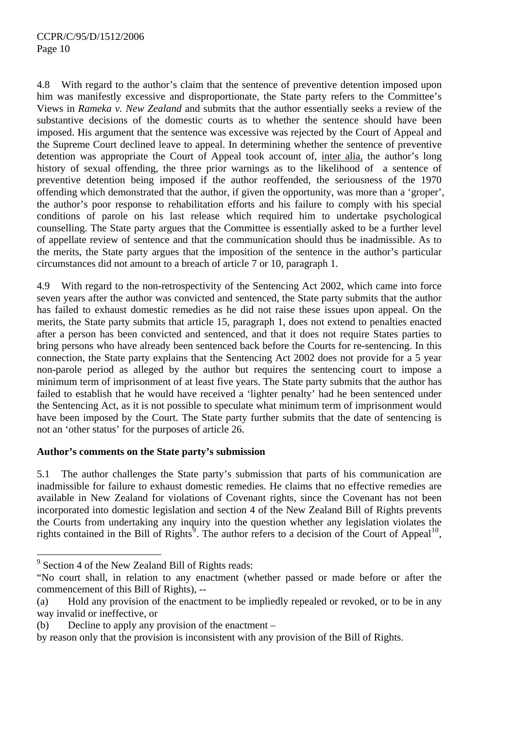4.8 With regard to the author's claim that the sentence of preventive detention imposed upon him was manifestly excessive and disproportionate, the State party refers to the Committee's Views in *Rameka v. New Zealand* and submits that the author essentially seeks a review of the substantive decisions of the domestic courts as to whether the sentence should have been imposed. His argument that the sentence was excessive was rejected by the Court of Appeal and the Supreme Court declined leave to appeal. In determining whether the sentence of preventive detention was appropriate the Court of Appeal took account of, inter alia, the author's long history of sexual offending, the three prior warnings as to the likelihood of a sentence of preventive detention being imposed if the author reoffended, the seriousness of the 1970 offending which demonstrated that the author, if given the opportunity, was more than a 'groper', the author's poor response to rehabilitation efforts and his failure to comply with his special conditions of parole on his last release which required him to undertake psychological counselling. The State party argues that the Committee is essentially asked to be a further level of appellate review of sentence and that the communication should thus be inadmissible. As to the merits, the State party argues that the imposition of the sentence in the author's particular circumstances did not amount to a breach of article 7 or 10, paragraph 1.

4.9 With regard to the non-retrospectivity of the Sentencing Act 2002, which came into force seven years after the author was convicted and sentenced, the State party submits that the author has failed to exhaust domestic remedies as he did not raise these issues upon appeal. On the merits, the State party submits that article 15, paragraph 1, does not extend to penalties enacted after a person has been convicted and sentenced, and that it does not require States parties to bring persons who have already been sentenced back before the Courts for re-sentencing. In this connection, the State party explains that the Sentencing Act 2002 does not provide for a 5 year non-parole period as alleged by the author but requires the sentencing court to impose a minimum term of imprisonment of at least five years. The State party submits that the author has failed to establish that he would have received a 'lighter penalty' had he been sentenced under the Sentencing Act, as it is not possible to speculate what minimum term of imprisonment would have been imposed by the Court. The State party further submits that the date of sentencing is not an 'other status' for the purposes of article 26.

**Author's comments on the State party's submission**

5.1 The author challenges the State party's submission that parts of his communication are inadmissible for failure to exhaust domestic remedies. He claims that no effective remedies are available in New Zealand for violations of Covenant rights, since the Covenant has not been incorporated into domestic legislation and section 4 of the New Zealand Bill of Rights prevents the Courts from undertaking any inquiry into the question whether any legislation violates the rights contained in the Bill of Rights[9]. The author refers to a decision of the Court of Appeal[10],

---

[9] Section 4 of the New Zealand Bill of Rights reads:

"No court shall, in relation to any enactment (whether passed or made before or after the commencement of this Bill of Rights), --

(a) Hold any provision of the enactment to be impliedly repealed or revoked, or to be in any way invalid or ineffective, or

(b) Decline to apply any provision of the enactment –

by reason only that the provision is inconsistent with any provision of the Bill of Rights.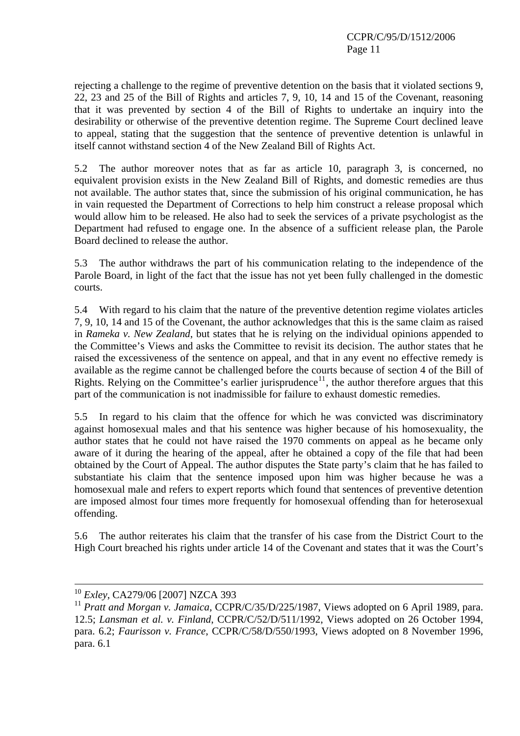rejecting a challenge to the regime of preventive detention on the basis that it violated sections 9, 22, 23 and 25 of the Bill of Rights and articles 7, 9, 10, 14 and 15 of the Covenant, reasoning that it was prevented by section 4 of the Bill of Rights to undertake an inquiry into the desirability or otherwise of the preventive detention regime. The Supreme Court declined leave to appeal, stating that the suggestion that the sentence of preventive detention is unlawful in itself cannot withstand section 4 of the New Zealand Bill of Rights Act.

5.2 The author moreover notes that as far as article 10, paragraph 3, is concerned, no equivalent provision exists in the New Zealand Bill of Rights, and domestic remedies are thus not available. The author states that, since the submission of his original communication, he has in vain requested the Department of Corrections to help him construct a release proposal which would allow him to be released. He also had to seek the services of a private psychologist as the Department had refused to engage one. In the absence of a sufficient release plan, the Parole Board declined to release the author.

5.3 The author withdraws the part of his communication relating to the independence of the Parole Board, in light of the fact that the issue has not yet been fully challenged in the domestic courts.

5.4 With regard to his claim that the nature of the preventive detention regime violates articles 7, 9, 10, 14 and 15 of the Covenant, the author acknowledges that this is the same claim as raised in *Rameka v. New Zealand*, but states that he is relying on the individual opinions appended to the Committee's Views and asks the Committee to revisit its decision. The author states that he raised the excessiveness of the sentence on appeal, and that in any event no effective remedy is available as the regime cannot be challenged before the courts because of section 4 of the Bill of Rights. Relying on the Committee's earlier jurisprudence[11], the author therefore argues that this part of the communication is not inadmissible for failure to exhaust domestic remedies.

5.5 In regard to his claim that the offence for which he was convicted was discriminatory against homosexual males and that his sentence was higher because of his homosexuality, the author states that he could not have raised the 1970 comments on appeal as he became only aware of it during the hearing of the appeal, after he obtained a copy of the file that had been obtained by the Court of Appeal. The author disputes the State party's claim that he has failed to substantiate his claim that the sentence imposed upon him was higher because he was a homosexual male and refers to expert reports which found that sentences of preventive detention are imposed almost four times more frequently for homosexual offending than for heterosexual offending.

5.6 The author reiterates his claim that the transfer of his case from the District Court to the High Court breached his rights under article 14 of the Covenant and states that it was the Court's

---

[10] *Exley*, CA279/06 [2007] NZCA 393

[11] *Pratt and Morgan v. Jamaica*, CCPR/C/35/D/225/1987, Views adopted on 6 April 1989, para. 12.5; *Lansman et al. v. Finland*, CCPR/C/52/D/511/1992, Views adopted on 26 October 1994, para. 6.2; *Faurisson v. France*, CCPR/C/58/D/550/1993, Views adopted on 8 November 1996, para. 6.1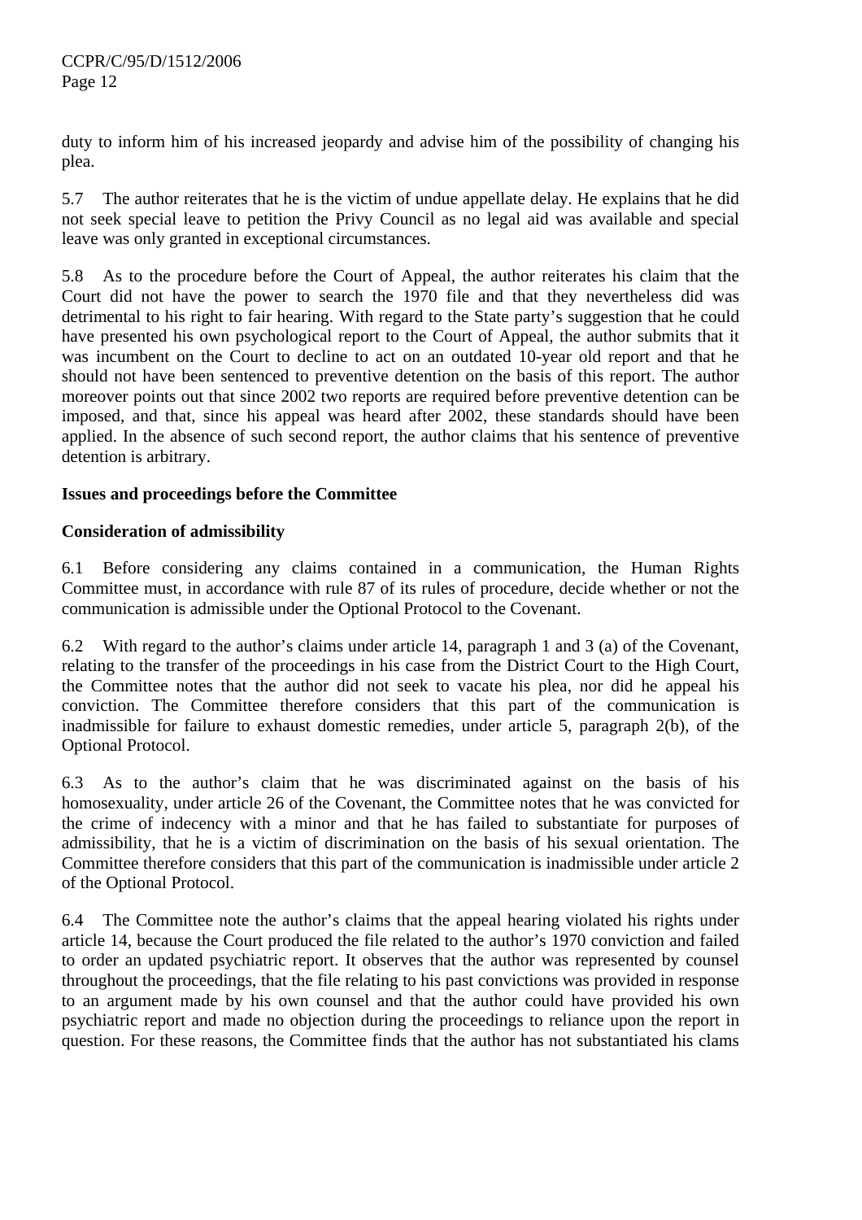duty to inform him of his increased jeopardy and advise him of the possibility of changing his plea.

5.7 The author reiterates that he is the victim of undue appellate delay. He explains that he did not seek special leave to petition the Privy Council as no legal aid was available and special leave was only granted in exceptional circumstances.

5.8 As to the procedure before the Court of Appeal, the author reiterates his claim that the Court did not have the power to search the 1970 file and that they nevertheless did was detrimental to his right to fair hearing. With regard to the State party's suggestion that he could have presented his own psychological report to the Court of Appeal, the author submits that it was incumbent on the Court to decline to act on an outdated 10-year old report and that he should not have been sentenced to preventive detention on the basis of this report. The author moreover points out that since 2002 two reports are required before preventive detention can be imposed, and that, since his appeal was heard after 2002, these standards should have been applied. In the absence of such second report, the author claims that his sentence of preventive detention is arbitrary.

**Issues and proceedings before the Committee**

**Consideration of admissibility**

6.1 Before considering any claims contained in a communication, the Human Rights Committee must, in accordance with rule 87 of its rules of procedure, decide whether or not the communication is admissible under the Optional Protocol to the Covenant.

6.2 With regard to the author's claims under article 14, paragraph 1 and 3 (a) of the Covenant, relating to the transfer of the proceedings in his case from the District Court to the High Court, the Committee notes that the author did not seek to vacate his plea, nor did he appeal his conviction. The Committee therefore considers that this part of the communication is inadmissible for failure to exhaust domestic remedies, under article 5, paragraph 2(b), of the Optional Protocol.

6.3 As to the author's claim that he was discriminated against on the basis of his homosexuality, under article 26 of the Covenant, the Committee notes that he was convicted for the crime of indecency with a minor and that he has failed to substantiate for purposes of admissibility, that he is a victim of discrimination on the basis of his sexual orientation. The Committee therefore considers that this part of the communication is inadmissible under article 2 of the Optional Protocol.

6.4 The Committee note the author's claims that the appeal hearing violated his rights under article 14, because the Court produced the file related to the author's 1970 conviction and failed to order an updated psychiatric report. It observes that the author was represented by counsel throughout the proceedings, that the file relating to his past convictions was provided in response to an argument made by his own counsel and that the author could have provided his own psychiatric report and made no objection during the proceedings to reliance upon the report in question. For these reasons, the Committee finds that the author has not substantiated his clams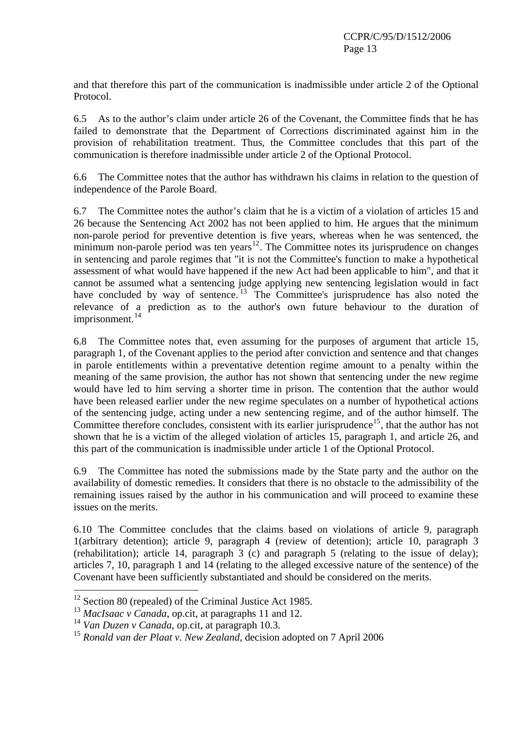and that therefore this part of the communication is inadmissible under article 2 of the Optional Protocol.

6.5 As to the author's claim under article 26 of the Covenant, the Committee finds that he has failed to demonstrate that the Department of Corrections discriminated against him in the provision of rehabilitation treatment. Thus, the Committee concludes that this part of the communication is therefore inadmissible under article 2 of the Optional Protocol.

6.6 The Committee notes that the author has withdrawn his claims in relation to the question of independence of the Parole Board.

6.7 The Committee notes the author's claim that he is a victim of a violation of articles 15 and 26 because the Sentencing Act 2002 has not been applied to him. He argues that the minimum non-parole period for preventive detention is five years, whereas when he was sentenced, the minimum non-parole period was ten years[12]. The Committee notes its jurisprudence on changes in sentencing and parole regimes that "it is not the Committee's function to make a hypothetical assessment of what would have happened if the new Act had been applicable to him", and that it cannot be assumed what a sentencing judge applying new sentencing legislation would in fact have concluded by way of sentence.[13] The Committee's jurisprudence has also noted the relevance of a prediction as to the author's own future behaviour to the duration of imprisonment.[14]

6.8 The Committee notes that, even assuming for the purposes of argument that article 15, paragraph 1, of the Covenant applies to the period after conviction and sentence and that changes in parole entitlements within a preventative detention regime amount to a penalty within the meaning of the same provision, the author has not shown that sentencing under the new regime would have led to him serving a shorter time in prison. The contention that the author would have been released earlier under the new regime speculates on a number of hypothetical actions of the sentencing judge, acting under a new sentencing regime, and of the author himself. The Committee therefore concludes, consistent with its earlier jurisprudence[15], that the author has not shown that he is a victim of the alleged violation of articles 15, paragraph 1, and article 26, and this part of the communication is inadmissible under article 1 of the Optional Protocol.

6.9 The Committee has noted the submissions made by the State party and the author on the availability of domestic remedies. It considers that there is no obstacle to the admissibility of the remaining issues raised by the author in his communication and will proceed to examine these issues on the merits.

6.10 The Committee concludes that the claims based on violations of article 9, paragraph 1(arbitrary detention); article 9, paragraph 4 (review of detention); article 10, paragraph 3 (rehabilitation); article 14, paragraph 3 (c) and paragraph 5 (relating to the issue of delay); articles 7, 10, paragraph 1 and 14 (relating to the alleged excessive nature of the sentence) of the Covenant have been sufficiently substantiated and should be considered on the merits.

---

[12] Section 80 (repealed) of the Criminal Justice Act 1985.

[13] *MacIsaac v Canada*, op.cit, at paragraphs 11 and 12.

[14] *Van Duzen v Canada*, op.cit, at paragraph 10.3.

[15] *Ronald van der Plaat v. New Zealand*, decision adopted on 7 April 2006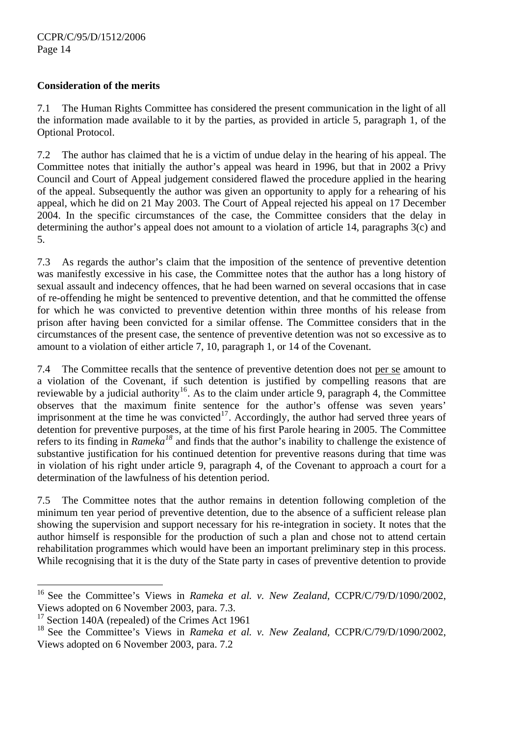**Consideration of the merits**

7.1 The Human Rights Committee has considered the present communication in the light of all the information made available to it by the parties, as provided in article 5, paragraph 1, of the Optional Protocol.

7.2 The author has claimed that he is a victim of undue delay in the hearing of his appeal. The Committee notes that initially the author's appeal was heard in 1996, but that in 2002 a Privy Council and Court of Appeal judgement considered flawed the procedure applied in the hearing of the appeal. Subsequently the author was given an opportunity to apply for a rehearing of his appeal, which he did on 21 May 2003. The Court of Appeal rejected his appeal on 17 December 2004. In the specific circumstances of the case, the Committee considers that the delay in determining the author's appeal does not amount to a violation of article 14, paragraphs 3(c) and 5.

7.3 As regards the author's claim that the imposition of the sentence of preventive detention was manifestly excessive in his case, the Committee notes that the author has a long history of sexual assault and indecency offences, that he had been warned on several occasions that in case of re-offending he might be sentenced to preventive detention, and that he committed the offense for which he was convicted to preventive detention within three months of his release from prison after having been convicted for a similar offense. The Committee considers that in the circumstances of the present case, the sentence of preventive detention was not so excessive as to amount to a violation of either article 7, 10, paragraph 1, or 14 of the Covenant.

7.4 The Committee recalls that the sentence of preventive detention does not per se amount to a violation of the Covenant, if such detention is justified by compelling reasons that are reviewable by a judicial authority[16]. As to the claim under article 9, paragraph 4, the Committee observes that the maximum finite sentence for the author's offense was seven years' imprisonment at the time he was convicted[17]. Accordingly, the author had served three years of detention for preventive purposes, at the time of his first Parole hearing in 2005. The Committee refers to its finding in *Rameka*[18] and finds that the author's inability to challenge the existence of substantive justification for his continued detention for preventive reasons during that time was in violation of his right under article 9, paragraph 4, of the Covenant to approach a court for a determination of the lawfulness of his detention period.

7.5 The Committee notes that the author remains in detention following completion of the minimum ten year period of preventive detention, due to the absence of a sufficient release plan showing the supervision and support necessary for his re-integration in society. It notes that the author himself is responsible for the production of such a plan and chose not to attend certain rehabilitation programmes which would have been an important preliminary step in this process. While recognising that it is the duty of the State party in cases of preventive detention to provide

---

[16] See the Committee's Views in *Rameka et al. v. New Zealand*, CCPR/C/79/D/1090/2002, Views adopted on 6 November 2003, para. 7.3.

[17] Section 140A (repealed) of the Crimes Act 1961

[18] See the Committee's Views in *Rameka et al. v. New Zealand*, CCPR/C/79/D/1090/2002, Views adopted on 6 November 2003, para. 7.2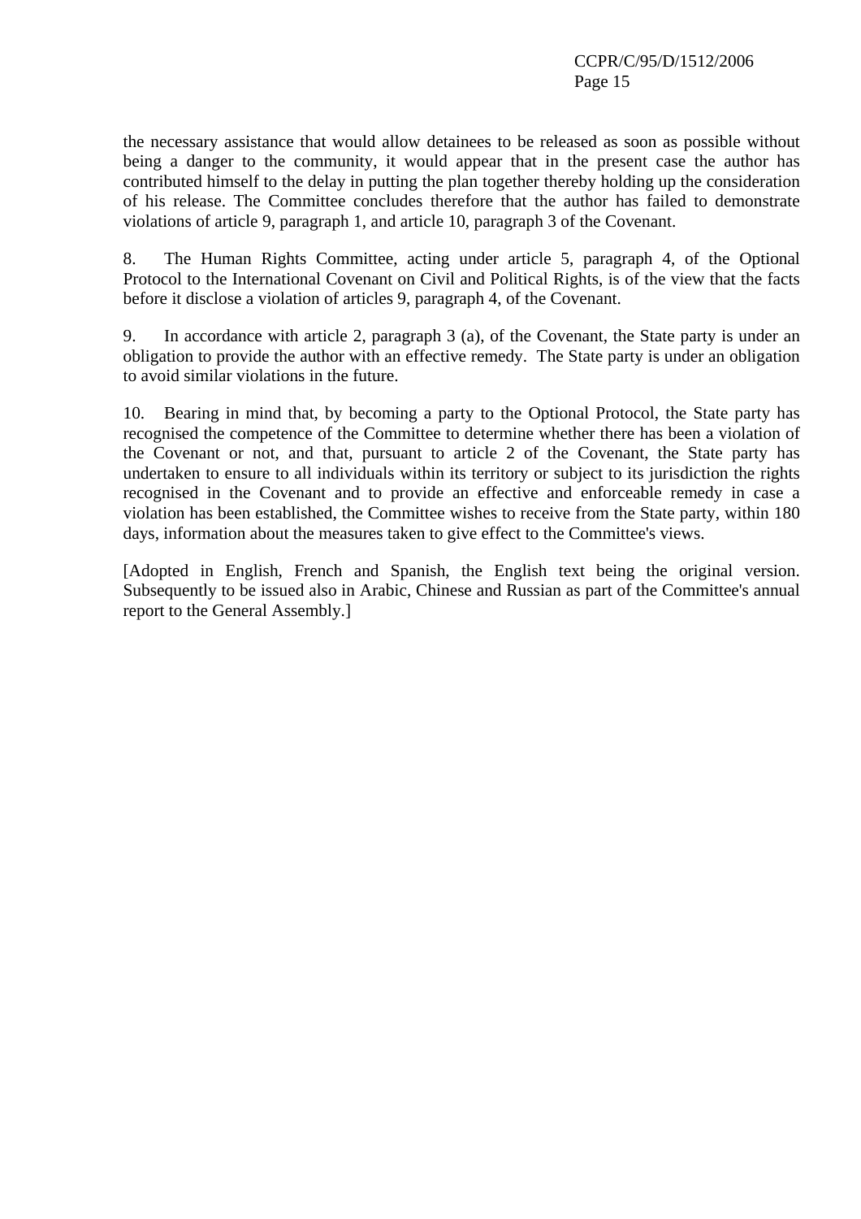the necessary assistance that would allow detainees to be released as soon as possible without being a danger to the community, it would appear that in the present case the author has contributed himself to the delay in putting the plan together thereby holding up the consideration of his release. The Committee concludes therefore that the author has failed to demonstrate violations of article 9, paragraph 1, and article 10, paragraph 3 of the Covenant.

8. The Human Rights Committee, acting under article 5, paragraph 4, of the Optional Protocol to the International Covenant on Civil and Political Rights, is of the view that the facts before it disclose a violation of articles 9, paragraph 4, of the Covenant.

9. In accordance with article 2, paragraph 3 (a), of the Covenant, the State party is under an obligation to provide the author with an effective remedy. The State party is under an obligation to avoid similar violations in the future.

10. Bearing in mind that, by becoming a party to the Optional Protocol, the State party has recognised the competence of the Committee to determine whether there has been a violation of the Covenant or not, and that, pursuant to article 2 of the Covenant, the State party has undertaken to ensure to all individuals within its territory or subject to its jurisdiction the rights recognised in the Covenant and to provide an effective and enforceable remedy in case a violation has been established, the Committee wishes to receive from the State party, within 180 days, information about the measures taken to give effect to the Committee's views.

[Adopted in English, French and Spanish, the English text being the original version. Subsequently to be issued also in Arabic, Chinese and Russian as part of the Committee's annual report to the General Assembly.]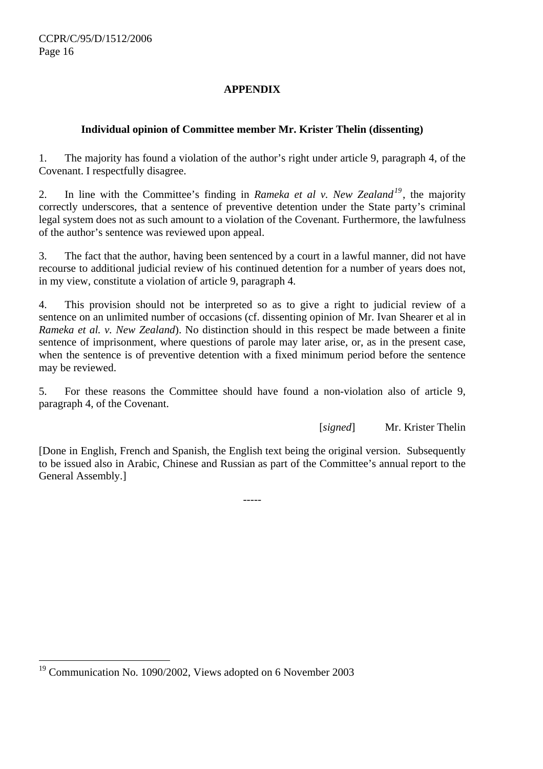## APPENDIX

### Individual opinion of Committee member Mr. Krister Thelin (dissenting)

1. The majority has found a violation of the author's right under article 9, paragraph 4, of the Covenant. I respectfully disagree.

2. In line with the Committee's finding in *Rameka et al v. New Zealand*[19], the majority correctly underscores, that a sentence of preventive detention under the State party's criminal legal system does not as such amount to a violation of the Covenant. Furthermore, the lawfulness of the author's sentence was reviewed upon appeal.

3. The fact that the author, having been sentenced by a court in a lawful manner, did not have recourse to additional judicial review of his continued detention for a number of years does not, in my view, constitute a violation of article 9, paragraph 4.

4. This provision should not be interpreted so as to give a right to judicial review of a sentence on an unlimited number of occasions (cf. dissenting opinion of Mr. Ivan Shearer et al in *Rameka et al. v. New Zealand*). No distinction should in this respect be made between a finite sentence of imprisonment, where questions of parole may later arise, or, as in the present case, when the sentence is of preventive detention with a fixed minimum period before the sentence may be reviewed.

5. For these reasons the Committee should have found a non-violation also of article 9, paragraph 4, of the Covenant.

[*signed*] Mr. Krister Thelin

[Done in English, French and Spanish, the English text being the original version. Subsequently to be issued also in Arabic, Chinese and Russian as part of the Committee's annual report to the General Assembly.]

-----

[19] Communication No. 1090/2002, Views adopted on 6 November 2003